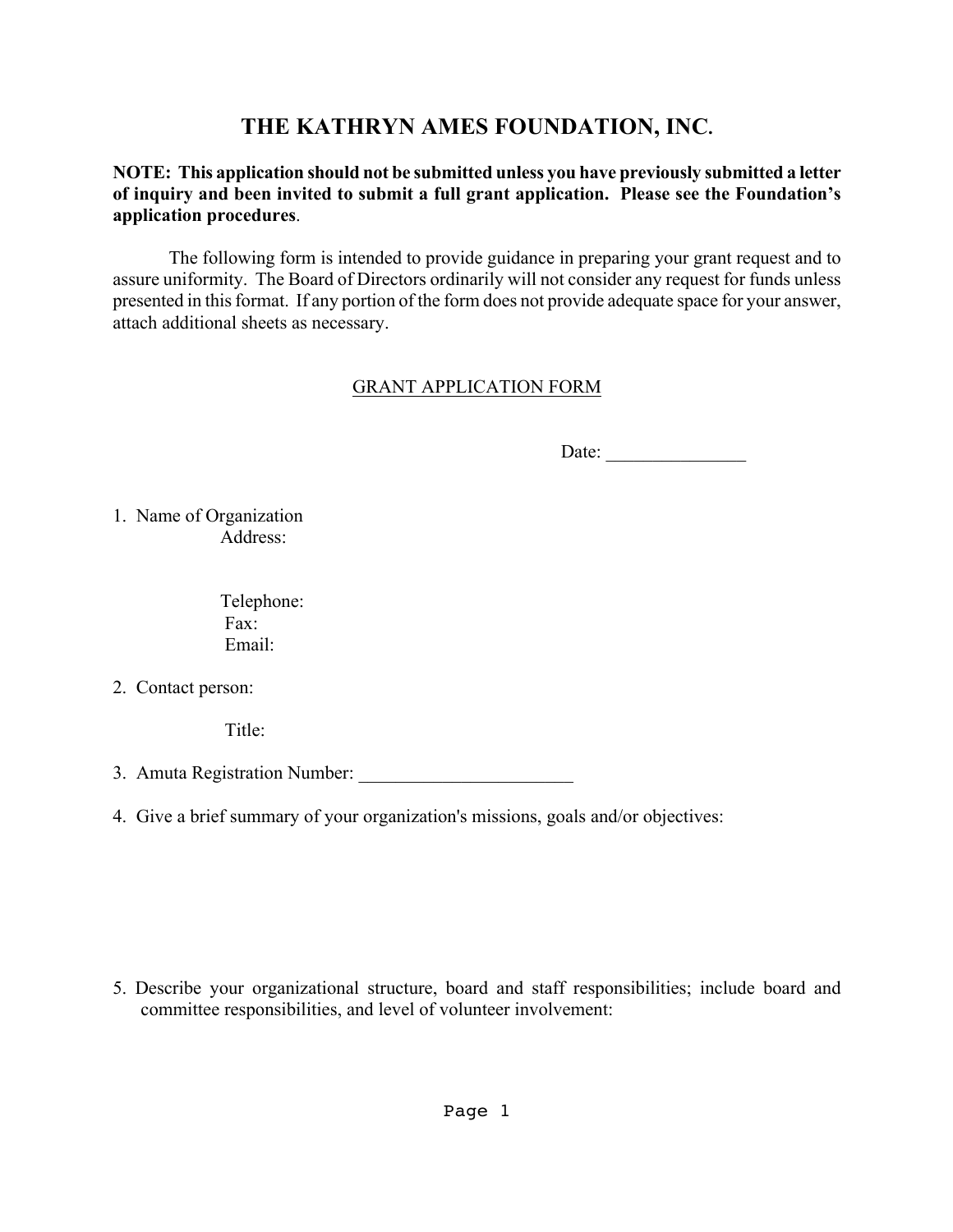# THE KATHRYN AMES FOUNDATION, INC.

**NOTE: This application should not be submitted unless you have previously submitted a letter of inquiry and been invited to submit a full grant application. Please see the Foundation's application procedures**.

The following form is intended to provide guidance in preparing your grant request and to assure uniformity. The Board of Directors ordinarily will not consider any request for funds unless presented in this format. If any portion of the form does not provide adequate space for your answer, attach additional sheets as necessary.

## GRANT APPLICATION FORM

Date: _______________

1. Name of Organization
   Address:

   Telephone:
   Fax:
   Email:

2. Contact person:

   Title:

3. Amuta Registration Number: _______________________

4. Give a brief summary of your organization's missions, goals and/or objectives:

5. Describe your organizational structure, board and staff responsibilities; include board and committee responsibilities, and level of volunteer involvement: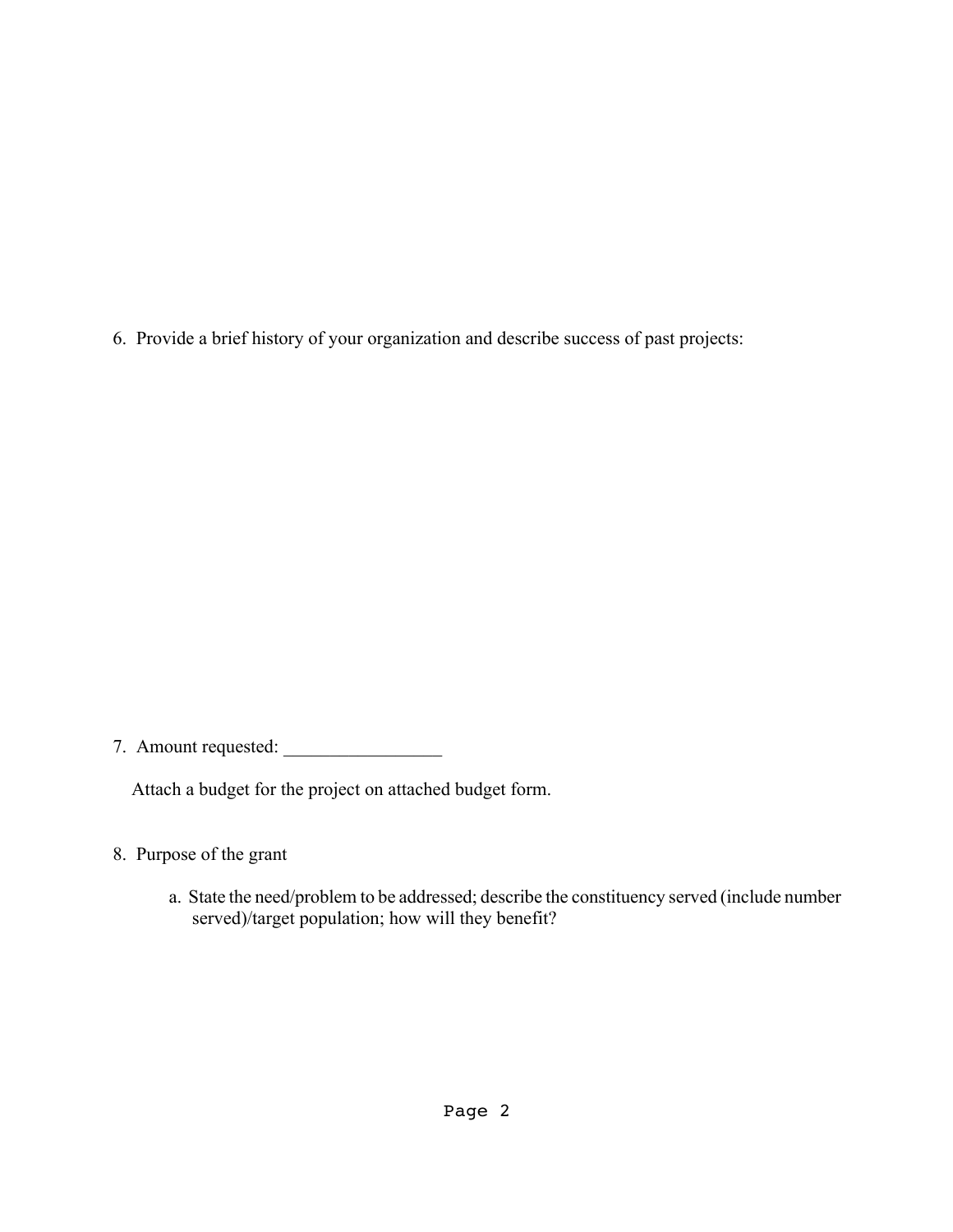6. Provide a brief history of your organization and describe success of past projects:

7. Amount requested: _________________

   Attach a budget for the project on attached budget form.

8. Purpose of the grant

   a. State the need/problem to be addressed; describe the constituency served (include number served)/target population; how will they benefit?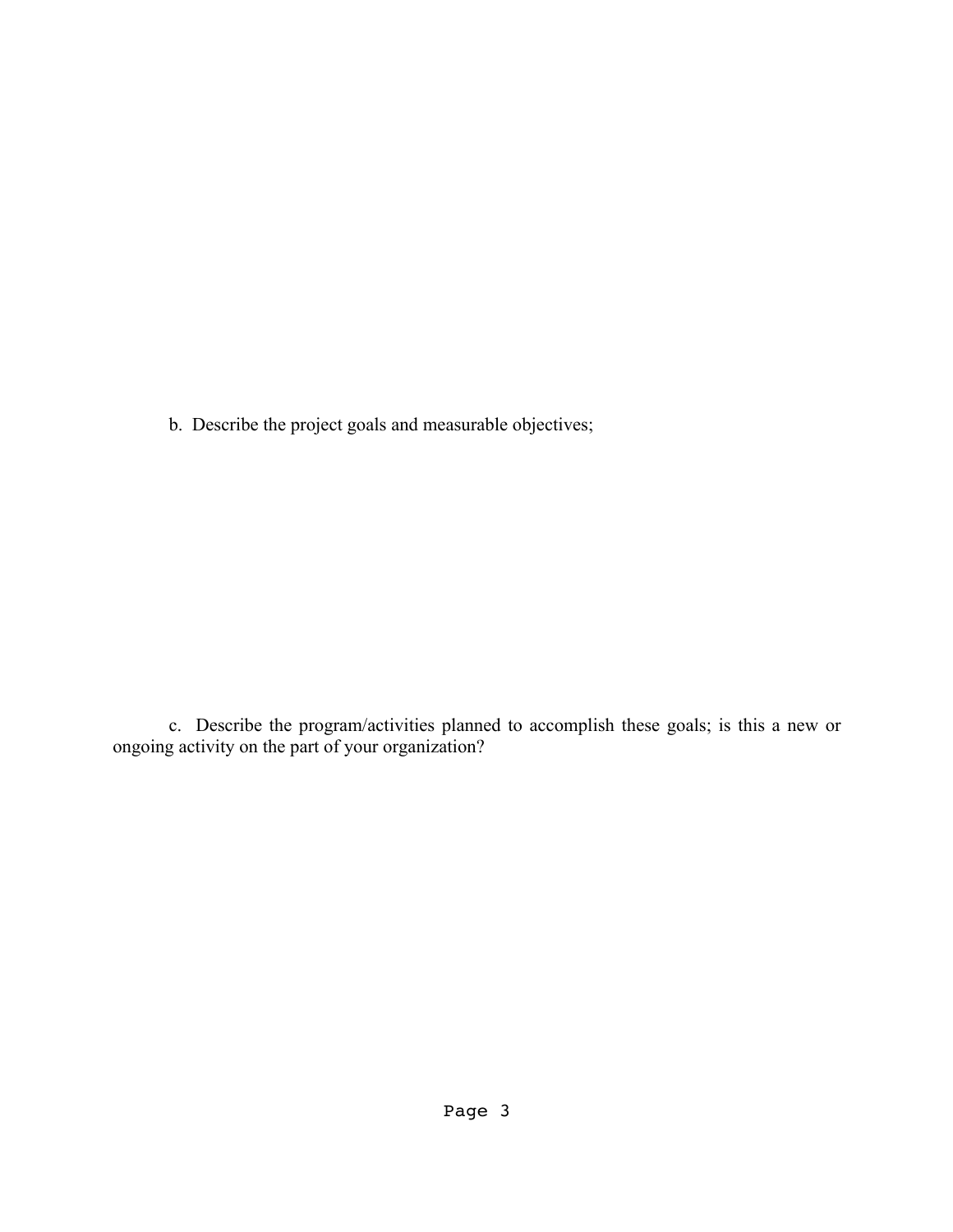b. Describe the project goals and measurable objectives;

c. Describe the program/activities planned to accomplish these goals; is this a new or ongoing activity on the part of your organization?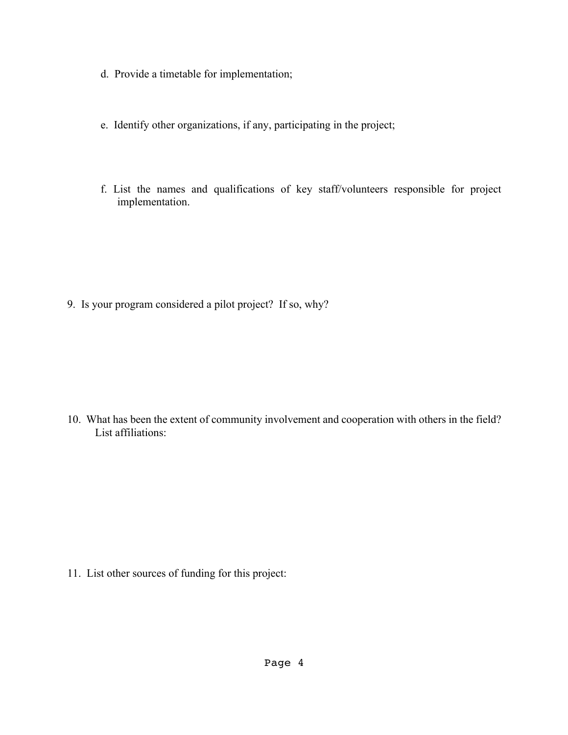d. Provide a timetable for implementation;

e. Identify other organizations, if any, participating in the project;

f. List the names and qualifications of key staff/volunteers responsible for project implementation.

9. Is your program considered a pilot project? If so, why?

10. What has been the extent of community involvement and cooperation with others in the field? List affiliations:

11. List other sources of funding for this project: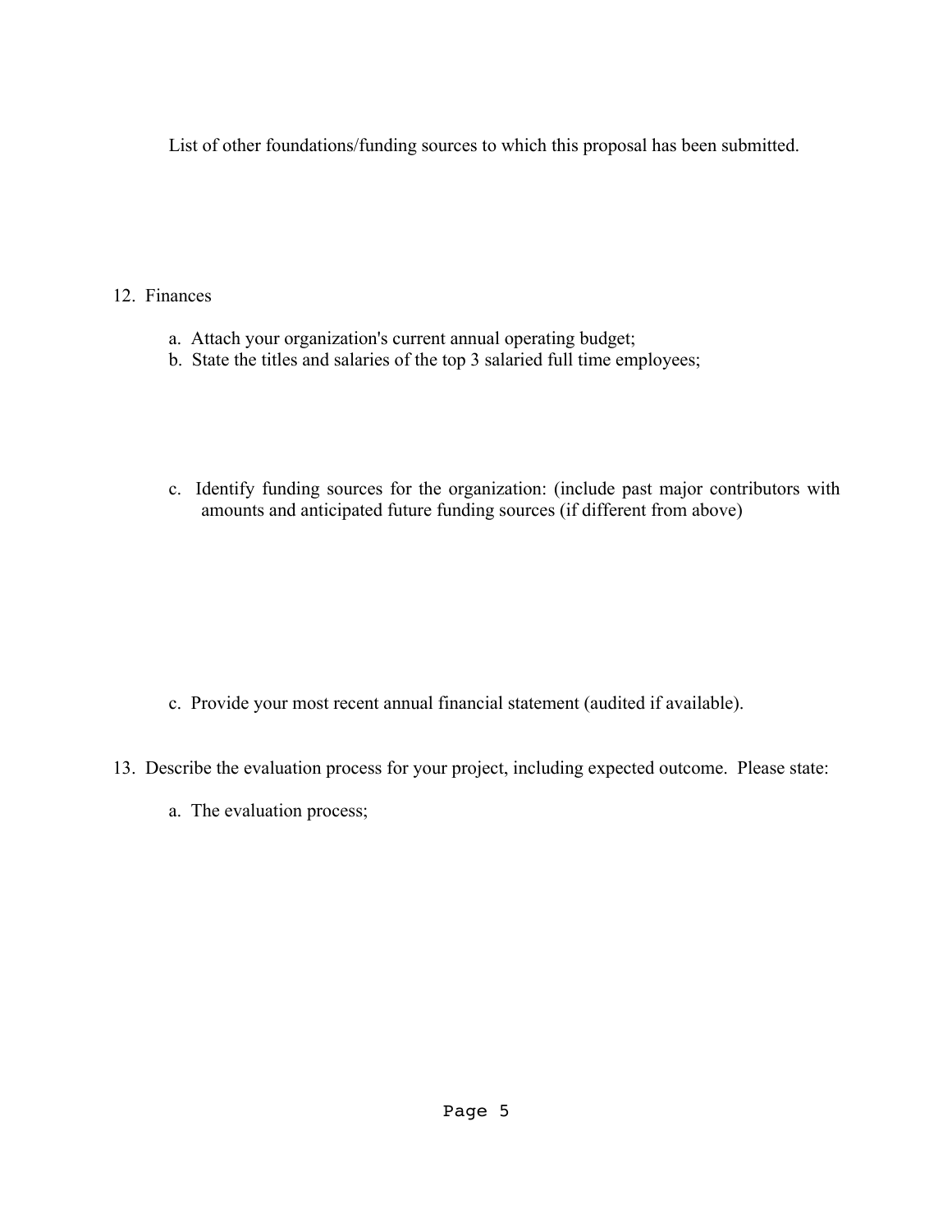List of other foundations/funding sources to which this proposal has been submitted.

12. Finances

  a. Attach your organization's current annual operating budget;
  b. State the titles and salaries of the top 3 salaried full time employees;

  c. Identify funding sources for the organization: (include past major contributors with amounts and anticipated future funding sources (if different from above)

  c. Provide your most recent annual financial statement (audited if available).

13. Describe the evaluation process for your project, including expected outcome. Please state:

  a. The evaluation process;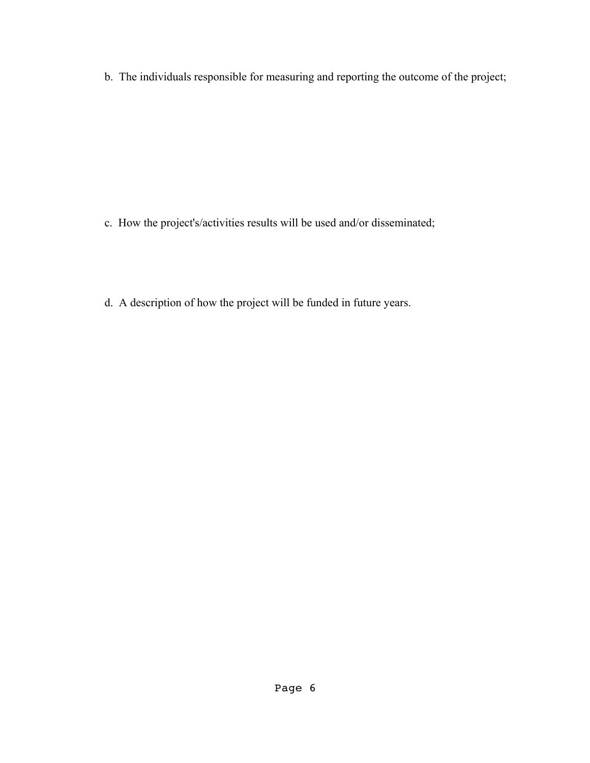b. The individuals responsible for measuring and reporting the outcome of the project;

c. How the project's/activities results will be used and/or disseminated;

d. A description of how the project will be funded in future years.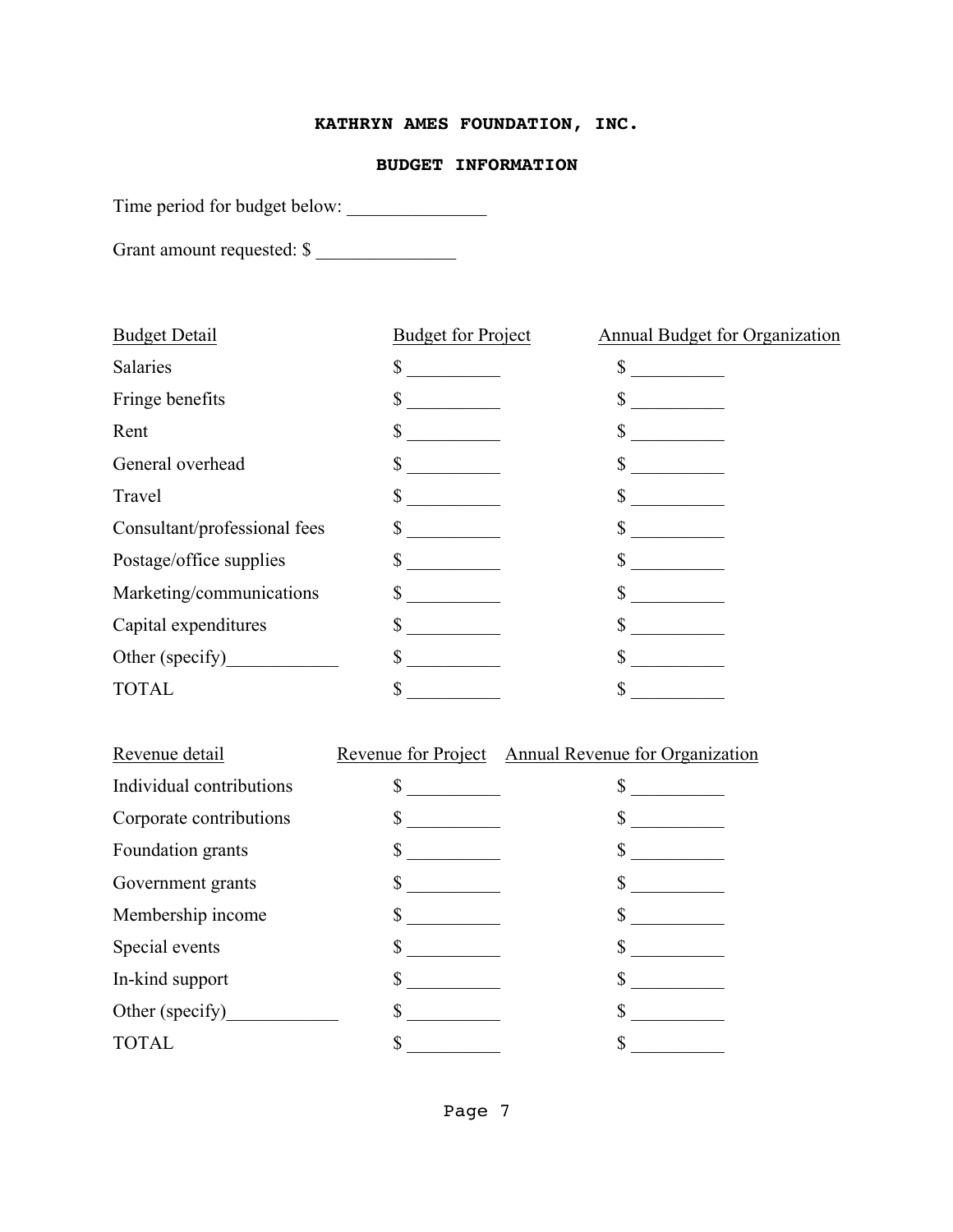**KATHRYN AMES FOUNDATION, INC.**

**BUDGET INFORMATION**

Time period for budget below: _______________

Grant amount requested: $ _______________

| Budget Detail | Budget for Project | Annual Budget for Organization |
|---|---|---|
| Salaries | $ __________ | $ __________ |
| Fringe benefits | $ __________ | $ __________ |
| Rent | $ __________ | $ __________ |
| General overhead | $ __________ | $ __________ |
| Travel | $ __________ | $ __________ |
| Consultant/professional fees | $ __________ | $ __________ |
| Postage/office supplies | $ __________ | $ __________ |
| Marketing/communications | $ __________ | $ __________ |
| Capital expenditures | $ __________ | $ __________ |
| Other (specify)____________ | $ __________ | $ __________ |
| TOTAL | $ __________ | $ __________ |

| Revenue detail | Revenue for Project | Annual Revenue for Organization |
|---|---|---|
| Individual contributions | $ __________ | $ __________ |
| Corporate contributions | $ __________ | $ __________ |
| Foundation grants | $ __________ | $ __________ |
| Government grants | $ __________ | $ __________ |
| Membership income | $ __________ | $ __________ |
| Special events | $ __________ | $ __________ |
| In-kind support | $ __________ | $ __________ |
| Other (specify)____________ | $ __________ | $ __________ |
| TOTAL | $ __________ | $ __________ |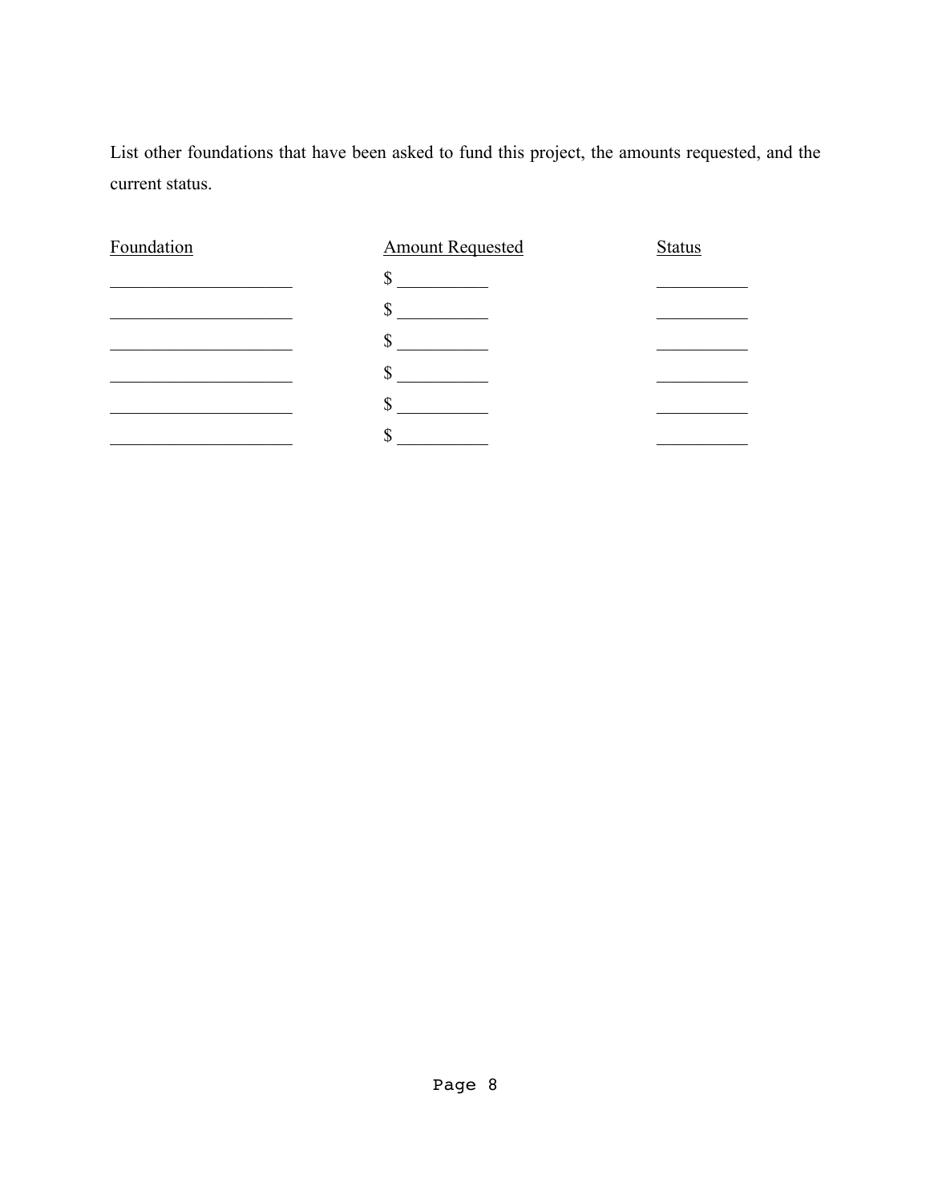List other foundations that have been asked to fund this project, the amounts requested, and the current status.

| Foundation | Amount Requested | Status |
|---|---|---|
| ____________________ | $ __________ | __________ |
| ____________________ | $ __________ | __________ |
| ____________________ | $ __________ | __________ |
| ____________________ | $ __________ | __________ |
| ____________________ | $ __________ | __________ |
| ____________________ | $ __________ | __________ |